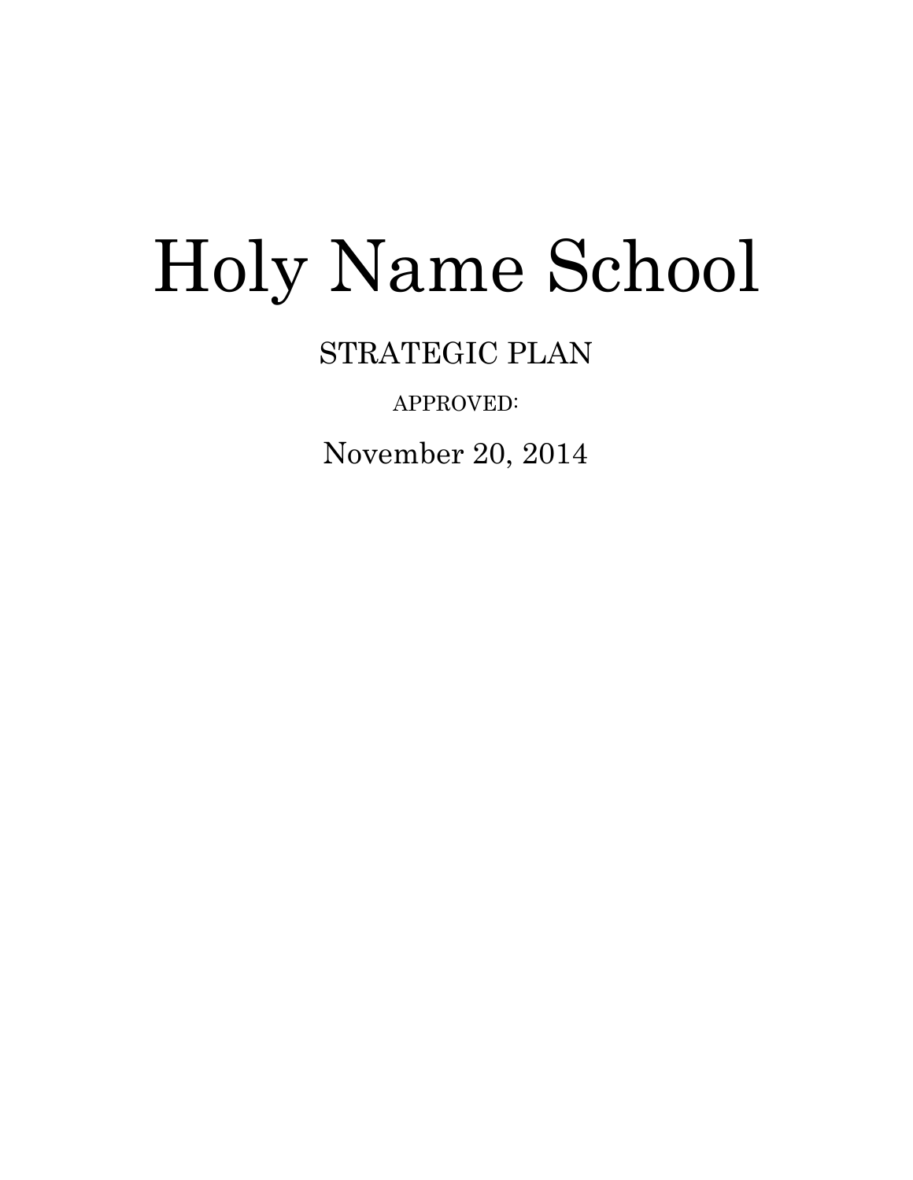# Holy Name School

STRATEGIC PLAN

APPROVED:

November 20, 2014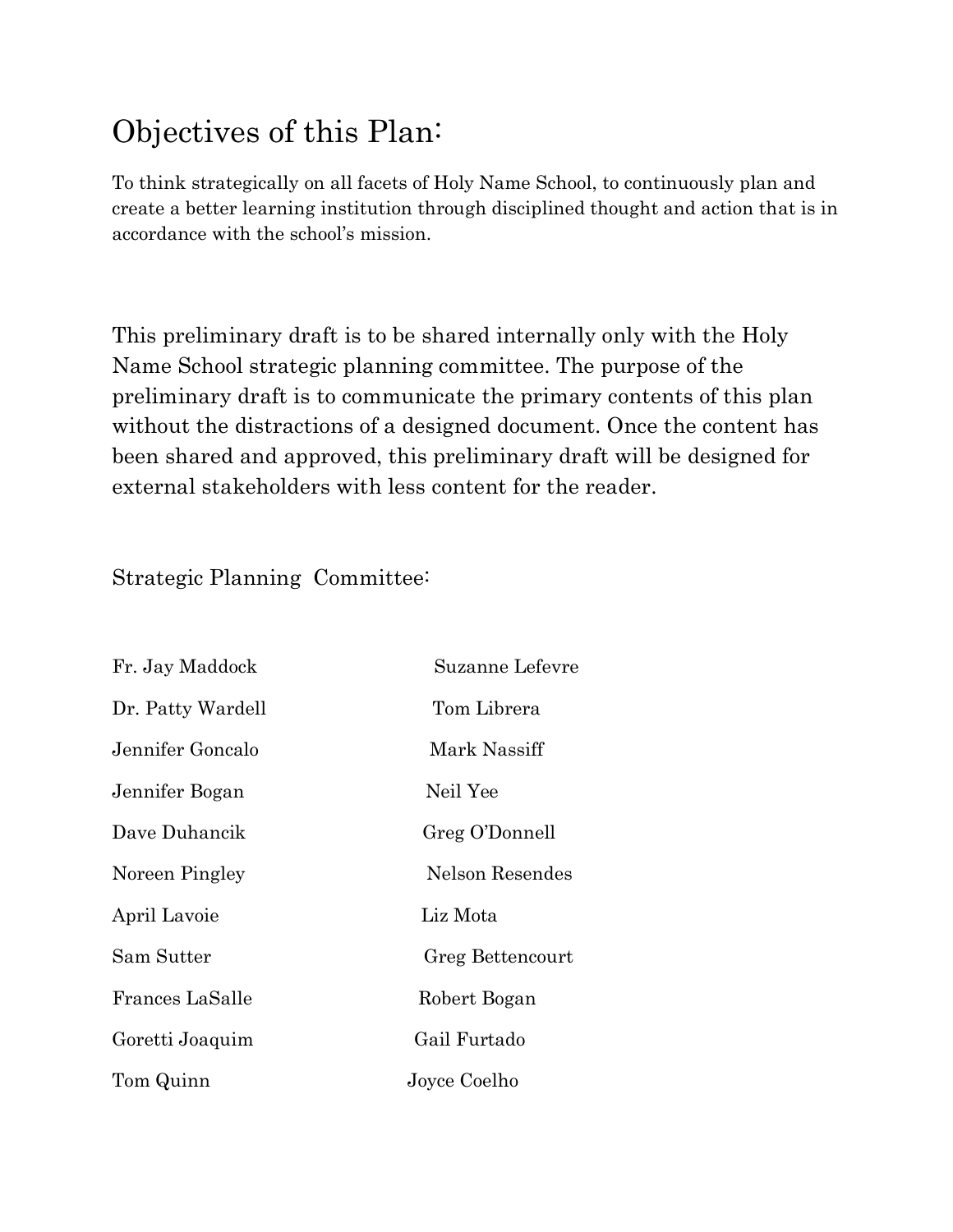# Objectives of this Plan:

To think strategically on all facets of Holy Name School, to continuously plan and create a better learning institution through disciplined thought and action that is in accordance with the school's mission.

This preliminary draft is to be shared internally only with the Holy Name School strategic planning committee. The purpose of the preliminary draft is to communicate the primary contents of this plan without the distractions of a designed document. Once the content has been shared and approved, this preliminary draft will be designed for external stakeholders with less content for the reader.

Strategic Planning Committee:

Fr. Jay Maddock
Dr. Patty Wardell
Jennifer Goncalo
Jennifer Bogan
Dave Duhancik
Noreen Pingley
April Lavoie
Sam Sutter
Frances LaSalle
Goretti Joaquim
Tom Quinn
Suzanne Lefevre
Tom Librera
Mark Nassiff
Neil Yee
Greg O'Donnell
Nelson Resendes
Liz Mota
Greg Bettencourt
Robert Bogan
Gail Furtado
Joyce Coelho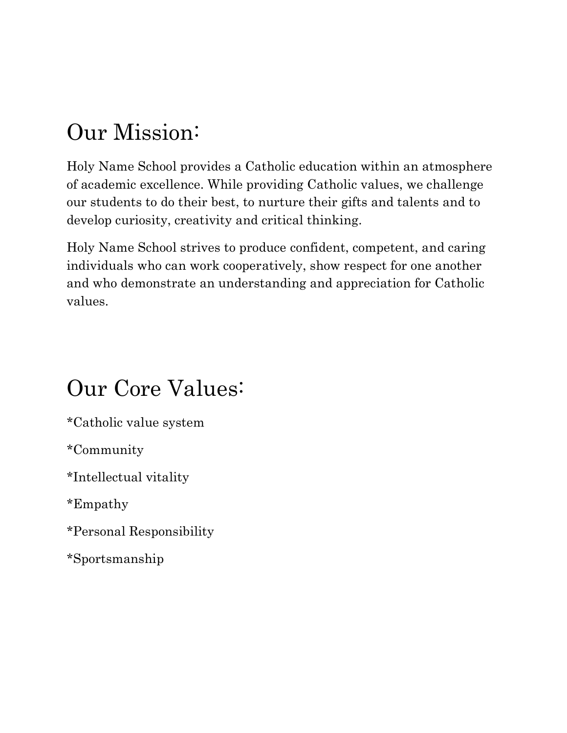# Our Mission:

Holy Name School provides a Catholic education within an atmosphere of academic excellence. While providing Catholic values, we challenge our students to do their best, to nurture their gifts and talents and to develop curiosity, creativity and critical thinking.

Holy Name School strives to produce confident, competent, and caring individuals who can work cooperatively, show respect for one another and who demonstrate an understanding and appreciation for Catholic values.

# Our Core Values:

*Catholic value system

*Community

*Intellectual vitality

*Empathy

*Personal Responsibility

*Sportsmanship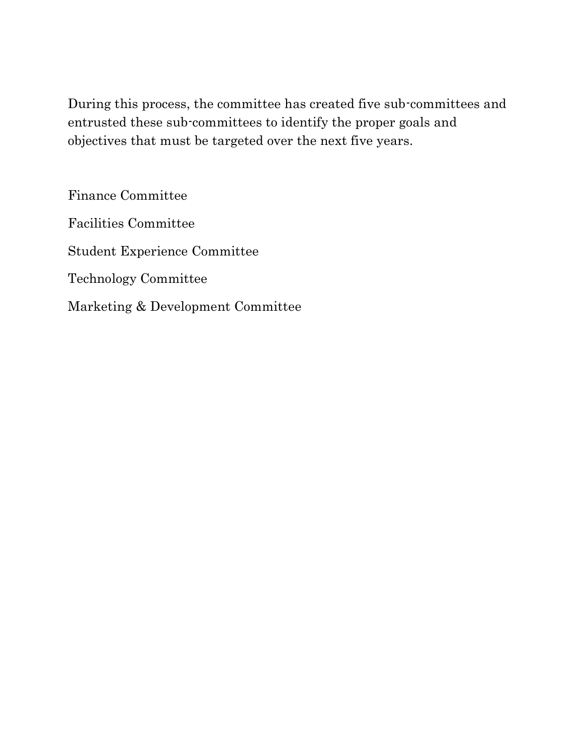During this process, the committee has created five sub-committees and entrusted these sub-committees to identify the proper goals and objectives that must be targeted over the next five years.

Finance Committee

Facilities Committee

Student Experience Committee

Technology Committee

Marketing & Development Committee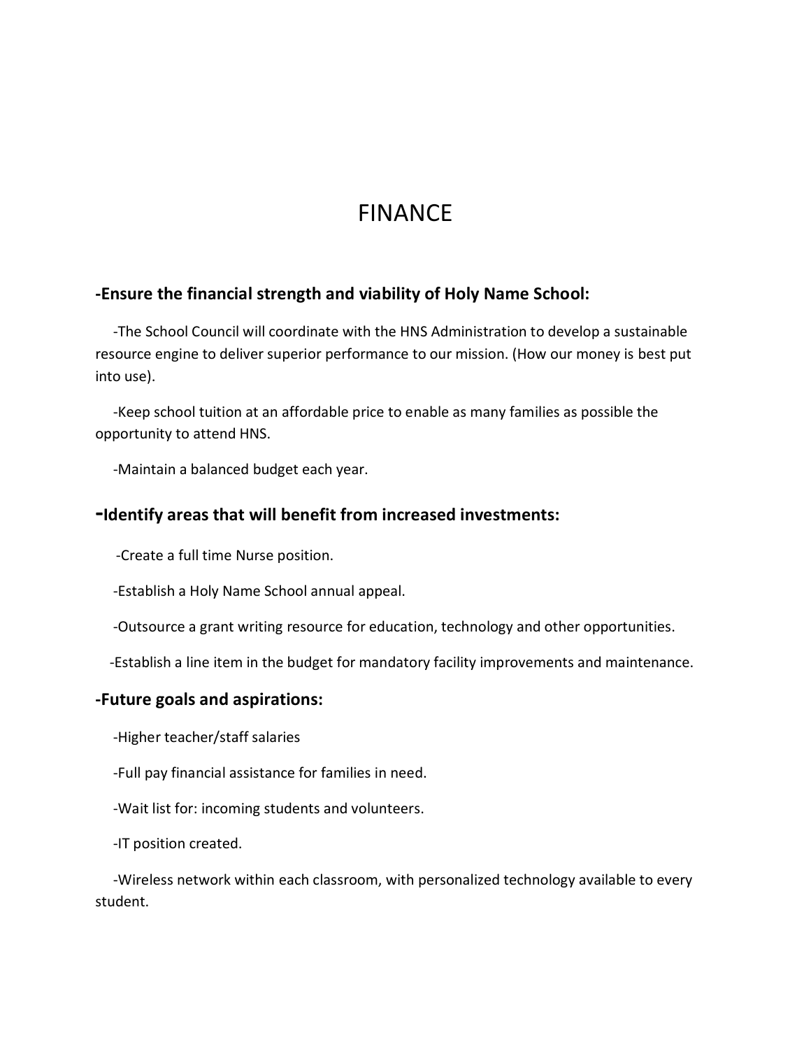# FINANCE

## -Ensure the financial strength and viability of Holy Name School:

-The School Council will coordinate with the HNS Administration to develop a sustainable resource engine to deliver superior performance to our mission. (How our money is best put into use).

-Keep school tuition at an affordable price to enable as many families as possible the opportunity to attend HNS.

-Maintain a balanced budget each year.

## -Identify areas that will benefit from increased investments:

-Create a full time Nurse position.

-Establish a Holy Name School annual appeal.

-Outsource a grant writing resource for education, technology and other opportunities.

-Establish a line item in the budget for mandatory facility improvements and maintenance.

## -Future goals and aspirations:

-Higher teacher/staff salaries

-Full pay financial assistance for families in need.

-Wait list for: incoming students and volunteers.

-IT position created.

-Wireless network within each classroom, with personalized technology available to every student.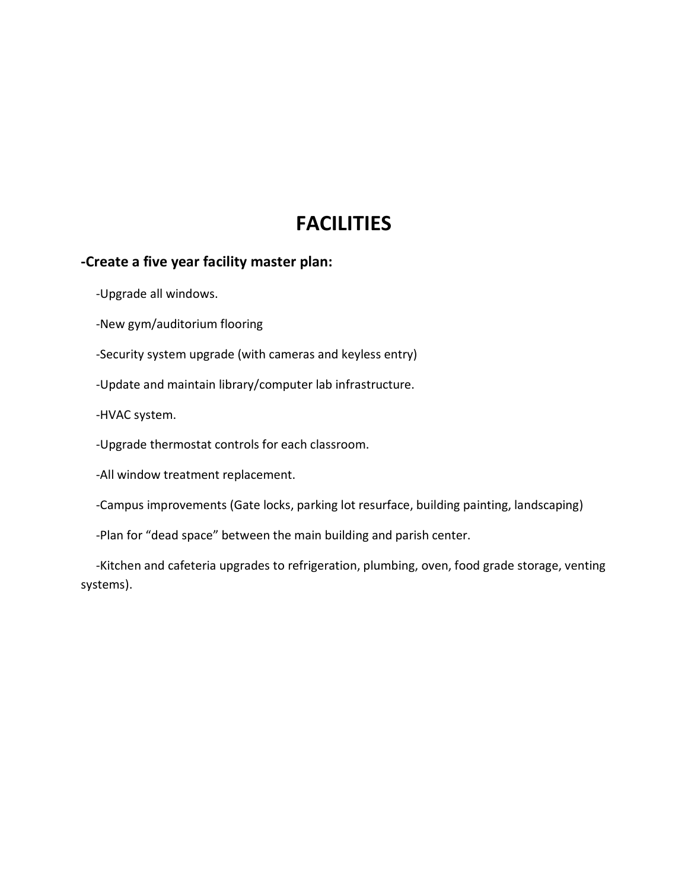# FACILITIES

**-Create a five year facility master plan:**

-Upgrade all windows.

-New gym/auditorium flooring

-Security system upgrade (with cameras and keyless entry)

-Update and maintain library/computer lab infrastructure.

-HVAC system.

-Upgrade thermostat controls for each classroom.

-All window treatment replacement.

-Campus improvements (Gate locks, parking lot resurface, building painting, landscaping)

-Plan for "dead space" between the main building and parish center.

-Kitchen and cafeteria upgrades to refrigeration, plumbing, oven, food grade storage, venting systems).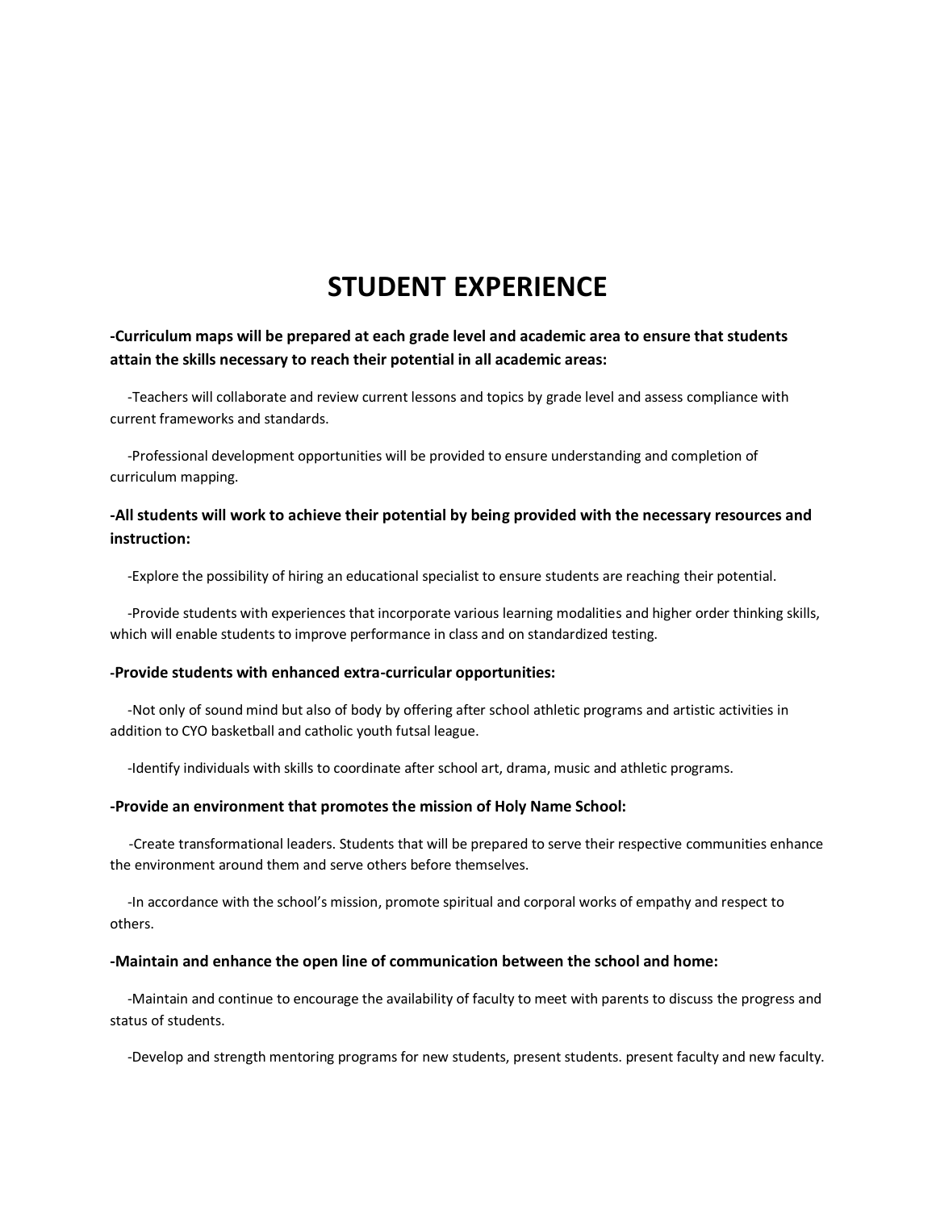# STUDENT EXPERIENCE

**-Curriculum maps will be prepared at each grade level and academic area to ensure that students attain the skills necessary to reach their potential in all academic areas:**

-Teachers will collaborate and review current lessons and topics by grade level and assess compliance with current frameworks and standards.

-Professional development opportunities will be provided to ensure understanding and completion of curriculum mapping.

**-All students will work to achieve their potential by being provided with the necessary resources and instruction:**

-Explore the possibility of hiring an educational specialist to ensure students are reaching their potential.

-Provide students with experiences that incorporate various learning modalities and higher order thinking skills, which will enable students to improve performance in class and on standardized testing.

**-Provide students with enhanced extra-curricular opportunities:**

-Not only of sound mind but also of body by offering after school athletic programs and artistic activities in addition to CYO basketball and catholic youth futsal league.

-Identify individuals with skills to coordinate after school art, drama, music and athletic programs.

**-Provide an environment that promotes the mission of Holy Name School:**

-Create transformational leaders. Students that will be prepared to serve their respective communities enhance the environment around them and serve others before themselves.

-In accordance with the school's mission, promote spiritual and corporal works of empathy and respect to others.

**-Maintain and enhance the open line of communication between the school and home:**

-Maintain and continue to encourage the availability of faculty to meet with parents to discuss the progress and status of students.

-Develop and strength mentoring programs for new students, present students. present faculty and new faculty.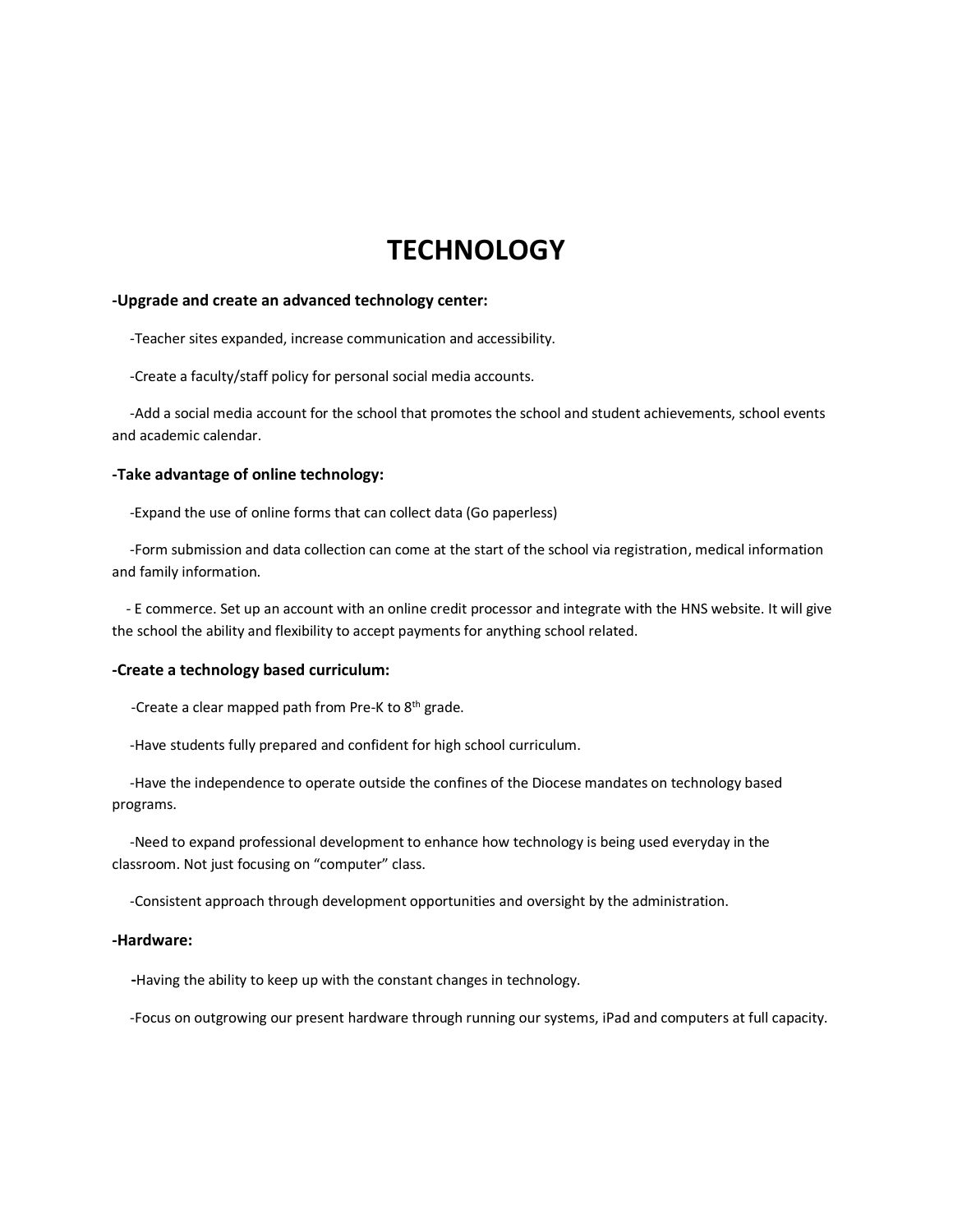# TECHNOLOGY

**-Upgrade and create an advanced technology center:**

-Teacher sites expanded, increase communication and accessibility.

-Create a faculty/staff policy for personal social media accounts.

-Add a social media account for the school that promotes the school and student achievements, school events and academic calendar.

**-Take advantage of online technology:**

-Expand the use of online forms that can collect data (Go paperless)

-Form submission and data collection can come at the start of the school via registration, medical information and family information.

- E commerce. Set up an account with an online credit processor and integrate with the HNS website. It will give the school the ability and flexibility to accept payments for anything school related.

**-Create a technology based curriculum:**

-Create a clear mapped path from Pre-K to 8th grade.

-Have students fully prepared and confident for high school curriculum.

-Have the independence to operate outside the confines of the Diocese mandates on technology based programs.

-Need to expand professional development to enhance how technology is being used everyday in the classroom. Not just focusing on "computer" class.

-Consistent approach through development opportunities and oversight by the administration.

**-Hardware:**

**-**Having the ability to keep up with the constant changes in technology.

-Focus on outgrowing our present hardware through running our systems, iPad and computers at full capacity.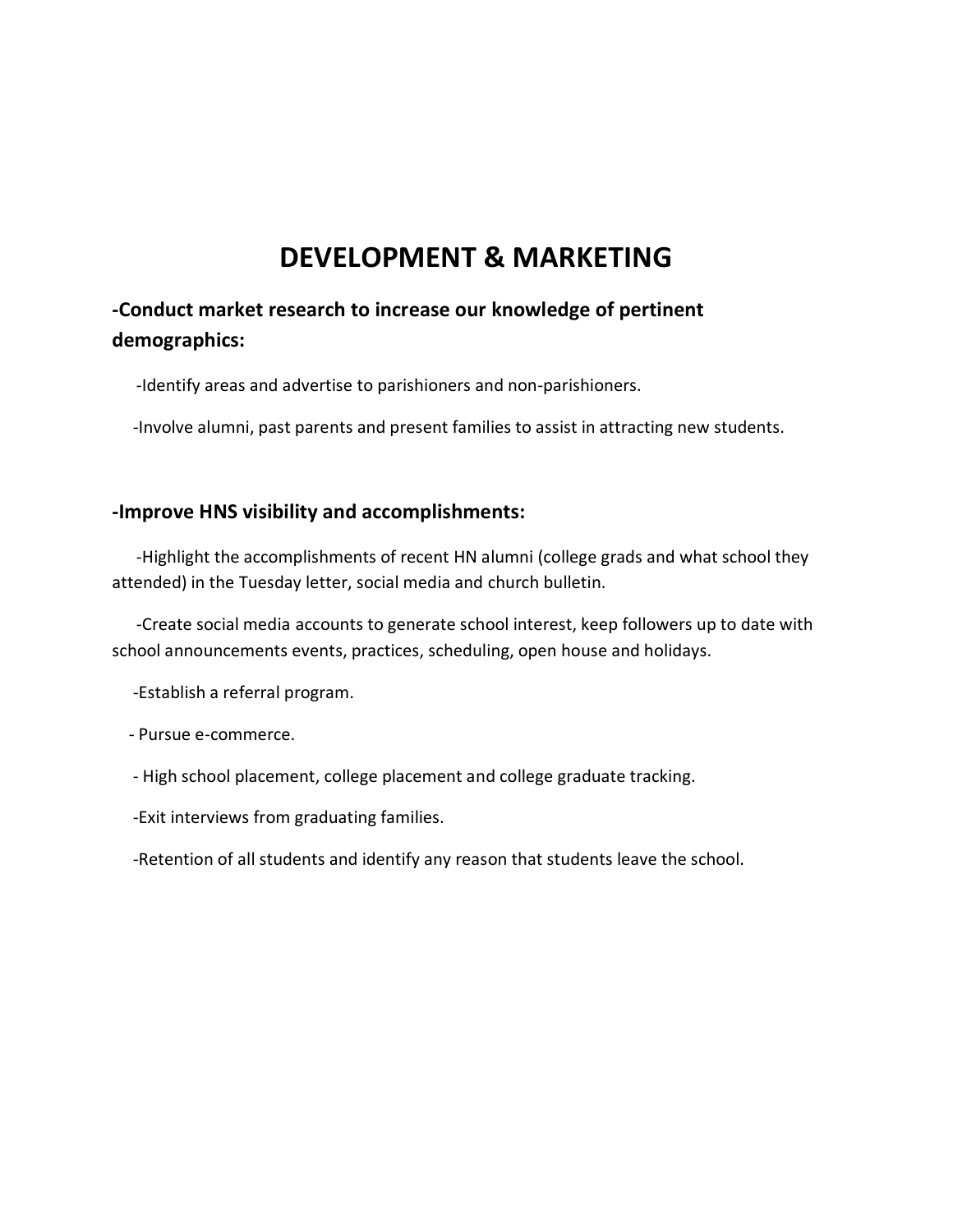# DEVELOPMENT & MARKETING

## -Conduct market research to increase our knowledge of pertinent demographics:

-Identify areas and advertise to parishioners and non-parishioners.

-Involve alumni, past parents and present families to assist in attracting new students.

## -Improve HNS visibility and accomplishments:

-Highlight the accomplishments of recent HN alumni (college grads and what school they attended) in the Tuesday letter, social media and church bulletin.

-Create social media accounts to generate school interest, keep followers up to date with school announcements events, practices, scheduling, open house and holidays.

-Establish a referral program.

- Pursue e-commerce.

- High school placement, college placement and college graduate tracking.

-Exit interviews from graduating families.

-Retention of all students and identify any reason that students leave the school.